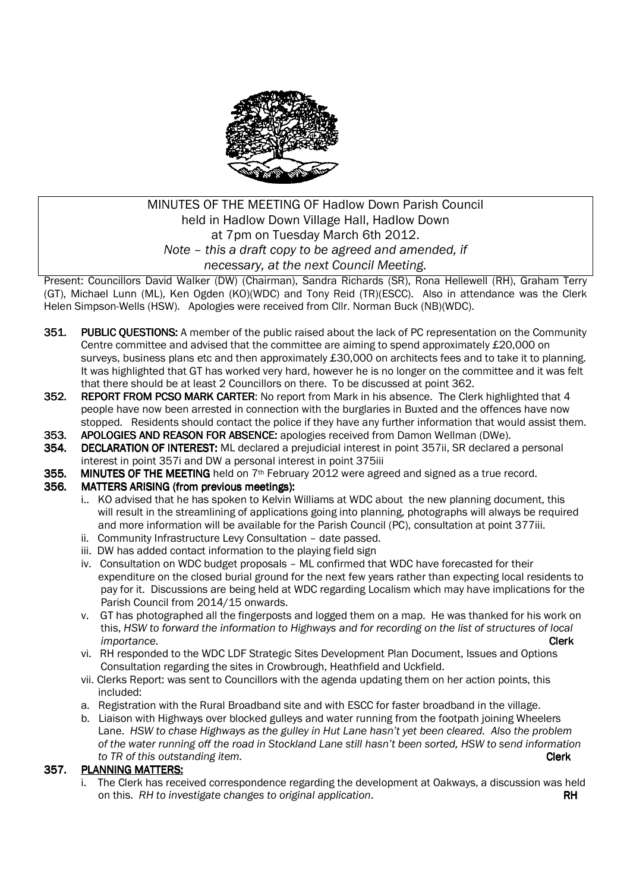MINUTES OF THE MEETING OF Hadlow Down Parish Council
held in Hadlow Down Village Hall, Hadlow Down
at 7pm on Tuesday March 6th 2012.
*Note – this a draft copy to be agreed and amended, if necessary, at the next Council Meeting.*

Present: Councillors David Walker (DW) (Chairman), Sandra Richards (SR), Rona Hellewell (RH), Graham Terry (GT), Michael Lunn (ML), Ken Ogden (KO)(WDC) and Tony Reid (TR)(ESCC). Also in attendance was the Clerk Helen Simpson-Wells (HSW). Apologies were received from Cllr. Norman Buck (NB)(WDC).

**351. PUBLIC QUESTIONS:** A member of the public raised about the lack of PC representation on the Community Centre committee and advised that the committee are aiming to spend approximately £20,000 on surveys, business plans etc and then approximately £30,000 on architects fees and to take it to planning. It was highlighted that GT has worked very hard, however he is no longer on the committee and it was felt that there should be at least 2 Councillors on there. To be discussed at point 362.

**352. REPORT FROM PCSO MARK CARTER:** No report from Mark in his absence. The Clerk highlighted that 4 people have now been arrested in connection with the burglaries in Buxted and the offences have now stopped. Residents should contact the police if they have any further information that would assist them.

**353. APOLOGIES AND REASON FOR ABSENCE:** apologies received from Damon Wellman (DWe).

**354. DECLARATION OF INTEREST:** ML declared a prejudicial interest in point 357ii, SR declared a personal interest in point 357i and DW a personal interest in point 375iii

**355. MINUTES OF THE MEETING** held on 7th February 2012 were agreed and signed as a true record.

**356. MATTERS ARISING (from previous meetings):**

i.. KO advised that he has spoken to Kelvin Williams at WDC about the new planning document, this will result in the streamlining of applications going into planning, photographs will always be required and more information will be available for the Parish Council (PC), consultation at point 377iii.

ii. Community Infrastructure Levy Consultation – date passed.

iii. DW has added contact information to the playing field sign

iv. Consultation on WDC budget proposals – ML confirmed that WDC have forecasted for their expenditure on the closed burial ground for the next few years rather than expecting local residents to pay for it. Discussions are being held at WDC regarding Localism which may have implications for the Parish Council from 2014/15 onwards.

v. GT has photographed all the fingerposts and logged them on a map. He was thanked for his work on this, *HSW to forward the information to Highways and for recording on the list of structures of local importance.* **Clerk**

vi. RH responded to the WDC LDF Strategic Sites Development Plan Document, Issues and Options Consultation regarding the sites in Crowbrough, Heathfield and Uckfield.

vii. Clerks Report: was sent to Councillors with the agenda updating them on her action points, this included:

a. Registration with the Rural Broadband site and with ESCC for faster broadband in the village.

b. Liaison with Highways over blocked gulleys and water running from the footpath joining Wheelers Lane. *HSW to chase Highways as the gulley in Hut Lane hasn't yet been cleared. Also the problem of the water running off the road in Stockland Lane still hasn't been sorted, HSW to send information to TR of this outstanding item.* **Clerk**

**357. PLANNING MATTERS:**

i. The Clerk has received correspondence regarding the development at Oakways, a discussion was held on this. *RH to investigate changes to original application*. **RH**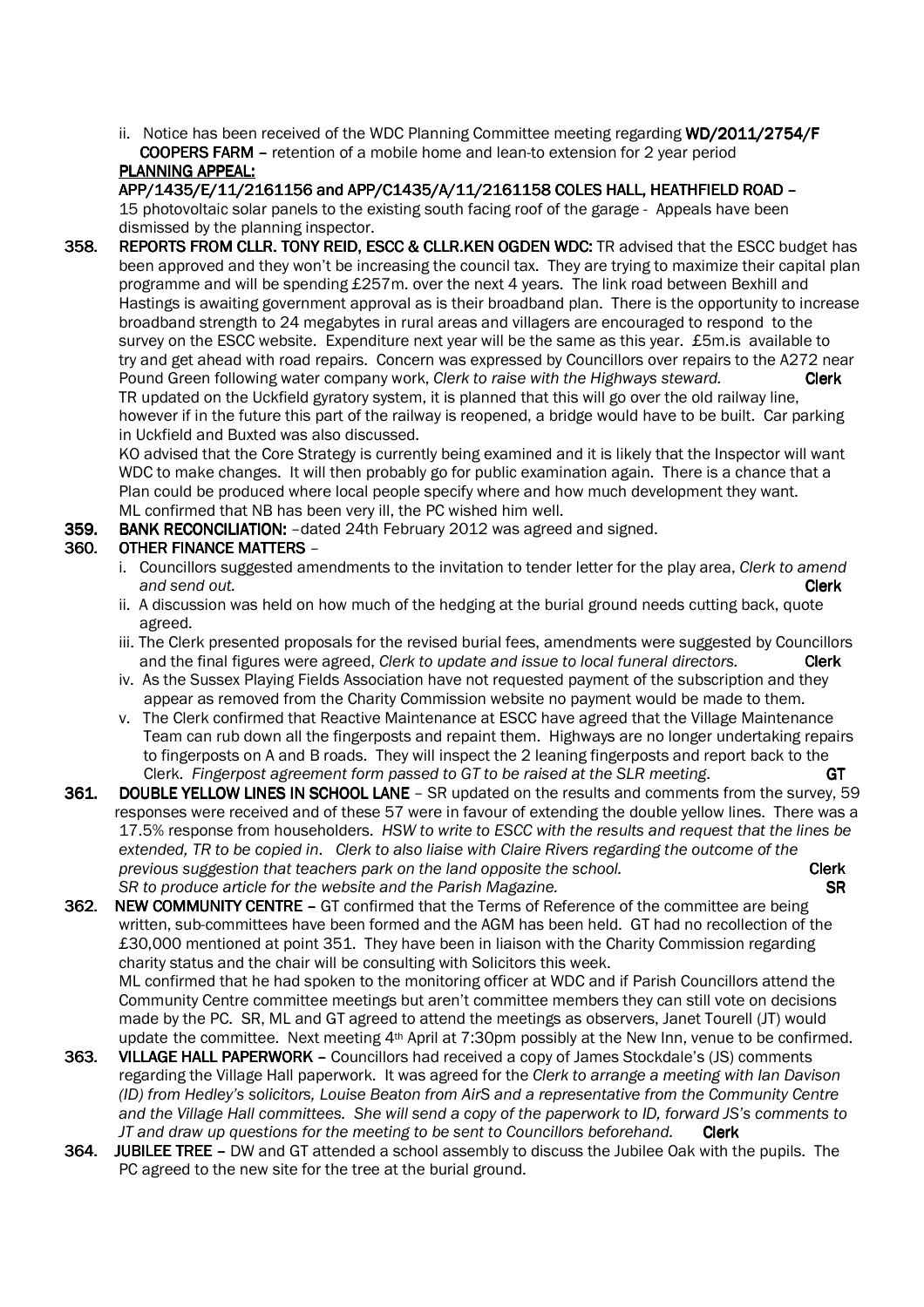ii. Notice has been received of the WDC Planning Committee meeting regarding **WD/2011/2754/F COOPERS FARM** – retention of a mobile home and lean-to extension for 2 year period

**PLANNING APPEAL:**

**APP/1435/E/11/2161156 and APP/C1435/A/11/2161158 COLES HALL, HEATHFIELD ROAD** – 15 photovoltaic solar panels to the existing south facing roof of the garage - Appeals have been dismissed by the planning inspector.

**358. REPORTS FROM CLLR. TONY REID, ESCC & CLLR.KEN OGDEN WDC:** TR advised that the ESCC budget has been approved and they won't be increasing the council tax. They are trying to maximize their capital plan programme and will be spending £257m. over the next 4 years. The link road between Bexhill and Hastings is awaiting government approval as is their broadband plan. There is the opportunity to increase broadband strength to 24 megabytes in rural areas and villagers are encouraged to respond to the survey on the ESCC website. Expenditure next year will be the same as this year. £5m.is available to try and get ahead with road repairs. Concern was expressed by Councillors over repairs to the A272 near Pound Green following water company work, *Clerk to raise with the Highways steward.* **Clerk**

TR updated on the Uckfield gyratory system, it is planned that this will go over the old railway line, however if in the future this part of the railway is reopened, a bridge would have to be built. Car parking in Uckfield and Buxted was also discussed.

KO advised that the Core Strategy is currently being examined and it is likely that the Inspector will want WDC to make changes. It will then probably go for public examination again. There is a chance that a Plan could be produced where local people specify where and how much development they want.

ML confirmed that NB has been very ill, the PC wished him well.

**359. BANK RECONCILIATION:** –dated 24th February 2012 was agreed and signed.

**360. OTHER FINANCE MATTERS** –

i. Councillors suggested amendments to the invitation to tender letter for the play area, *Clerk to amend and send out.* **Clerk**

ii. A discussion was held on how much of the hedging at the burial ground needs cutting back, quote agreed.

iii. The Clerk presented proposals for the revised burial fees, amendments were suggested by Councillors and the final figures were agreed, *Clerk to update and issue to local funeral directors.* **Clerk**

iv. As the Sussex Playing Fields Association have not requested payment of the subscription and they appear as removed from the Charity Commission website no payment would be made to them.

v. The Clerk confirmed that Reactive Maintenance at ESCC have agreed that the Village Maintenance Team can rub down all the fingerposts and repaint them. Highways are no longer undertaking repairs to fingerposts on A and B roads. They will inspect the 2 leaning fingerposts and report back to the Clerk. *Fingerpost agreement form passed to GT to be raised at the SLR meeting.* **GT**

**361. DOUBLE YELLOW LINES IN SCHOOL LANE** – SR updated on the results and comments from the survey, 59 responses were received and of these 57 were in favour of extending the double yellow lines. There was a 17.5% response from householders. *HSW to write to ESCC with the results and request that the lines be extended, TR to be copied in. Clerk to also liaise with Claire Rivers regarding the outcome of the previous suggestion that teachers park on the land opposite the school.* **Clerk**

*SR to produce article for the website and the Parish Magazine.* **SR**

**362. NEW COMMUNITY CENTRE** – GT confirmed that the Terms of Reference of the committee are being written, sub-committees have been formed and the AGM has been held. GT had no recollection of the £30,000 mentioned at point 351. They have been in liaison with the Charity Commission regarding charity status and the chair will be consulting with Solicitors this week.

ML confirmed that he had spoken to the monitoring officer at WDC and if Parish Councillors attend the Community Centre committee meetings but aren't committee members they can still vote on decisions made by the PC. SR, ML and GT agreed to attend the meetings as observers, Janet Tourell (JT) would update the committee. Next meeting 4th April at 7:30pm possibly at the New Inn, venue to be confirmed.

**363. VILLAGE HALL PAPERWORK** – Councillors had received a copy of James Stockdale's (JS) comments regarding the Village Hall paperwork. It was agreed for the *Clerk to arrange a meeting with Ian Davison (ID) from Hedley's solicitors, Louise Beaton from AirS and a representative from the Community Centre and the Village Hall committees. She will send a copy of the paperwork to ID, forward JS's comments to JT and draw up questions for the meeting to be sent to Councillors beforehand.* **Clerk**

**364. JUBILEE TREE** – DW and GT attended a school assembly to discuss the Jubilee Oak with the pupils. The PC agreed to the new site for the tree at the burial ground.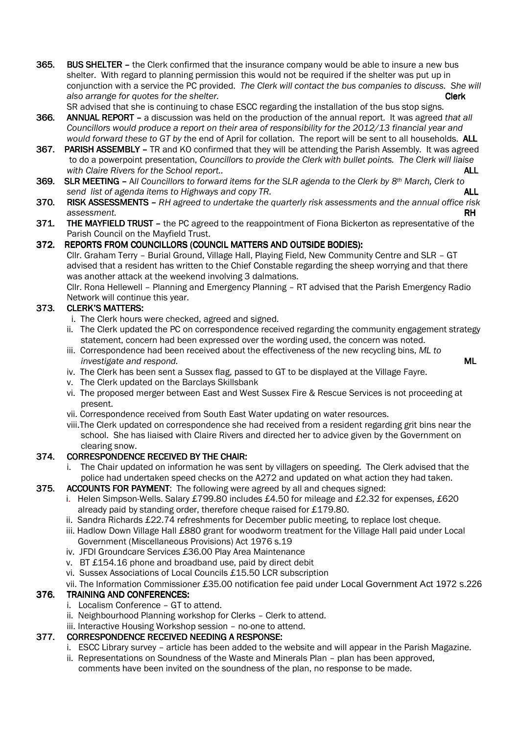365. **BUS SHELTER** – the Clerk confirmed that the insurance company would be able to insure a new bus shelter. With regard to planning permission this would not be required if the shelter was put up in conjunction with a service the PC provided. *The Clerk will contact the bus companies to discuss. She will also arrange for quotes for the shelter.* **Clerk**
SR advised that she is continuing to chase ESCC regarding the installation of the bus stop signs.

366. **ANNUAL REPORT** – a discussion was held on the production of the annual report. It was agreed *that all Councillors would produce a report on their area of responsibility for the 2012/13 financial year and would forward these to GT by t*he end of April for collation. The report will be sent to all households. **ALL**

367. **PARISH ASSEMBLY** – TR and KO confirmed that they will be attending the Parish Assembly. It was agreed to do a powerpoint presentation, *Councillors to provide the Clerk with bullet points. The Clerk will liaise with Claire Rivers for the School report..* **ALL**

369. **SLR MEETING** – *All Councillors to forward items for the SLR agenda to the Clerk by 8th March, Clerk to send list of agenda items to Highways and copy TR.* **ALL**

370. **RISK ASSESSMENTS** – *RH agreed to undertake the quarterly risk assessments and the annual office risk assessment.* **RH**

371. **THE MAYFIELD TRUST** – the PC agreed to the reappointment of Fiona Bickerton as representative of the Parish Council on the Mayfield Trust.

372. **REPORTS FROM COUNCILLORS (COUNCIL MATTERS AND OUTSIDE BODIES):**
Cllr. Graham Terry – Burial Ground, Village Hall, Playing Field, New Community Centre and SLR – GT advised that a resident has written to the Chief Constable regarding the sheep worrying and that there was another attack at the weekend involving 3 dalmations.
Cllr. Rona Hellewell – Planning and Emergency Planning – RT advised that the Parish Emergency Radio Network will continue this year.

373. **CLERK'S MATTERS:**
   i. The Clerk hours were checked, agreed and signed.
   ii. The Clerk updated the PC on correspondence received regarding the community engagement strategy statement, concern had been expressed over the wording used, the concern was noted.
   iii. Correspondence had been received about the effectiveness of the new recycling bins, *ML to investigate and respond.* **ML**
   iv. The Clerk has been sent a Sussex flag, passed to GT to be displayed at the Village Fayre.
   v. The Clerk updated on the Barclays Skillsbank
   vi. The proposed merger between East and West Sussex Fire & Rescue Services is not proceeding at present.
   vii. Correspondence received from South East Water updating on water resources.
   viii. The Clerk updated on correspondence she had received from a resident regarding grit bins near the school. She has liaised with Claire Rivers and directed her to advice given by the Government on clearing snow.

374. **CORRESPONDENCE RECEIVED BY THE CHAIR:**
   i. The Chair updated on information he was sent by villagers on speeding. The Clerk advised that the police had undertaken speed checks on the A272 and updated on what action they had taken.

375. **ACCOUNTS FOR PAYMENT**: The following were agreed by all and cheques signed:
   i. Helen Simpson-Wells. Salary £799.80 includes £4.50 for mileage and £2.32 for expenses, £620 already paid by standing order, therefore cheque raised for £179.80.
   ii. Sandra Richards £22.74 refreshments for December public meeting, to replace lost cheque.
   iii. Hadlow Down Village Hall £880 grant for woodworm treatment for the Village Hall paid under Local Government (Miscellaneous Provisions) Act 1976 s.19
   iv. JFDI Groundcare Services £36.00 Play Area Maintenance
   v. BT £154.16 phone and broadband use, paid by direct debit
   vi. Sussex Associations of Local Councils £15.50 LCR subscription
   vii. The Information Commissioner £35.00 notification fee paid under Local Government Act 1972 s.226

376. **TRAINING AND CONFERENCES:**
   i. Localism Conference – GT to attend.
   ii. Neighbourhood Planning workshop for Clerks – Clerk to attend.
   iii. Interactive Housing Workshop session – no-one to attend.

377. **CORRESPONDENCE RECEIVED NEEDING A RESPONSE:**
   i. ESCC Library survey – article has been added to the website and will appear in the Parish Magazine.
   ii. Representations on Soundness of the Waste and Minerals Plan – plan has been approved, comments have been invited on the soundness of the plan, no response to be made.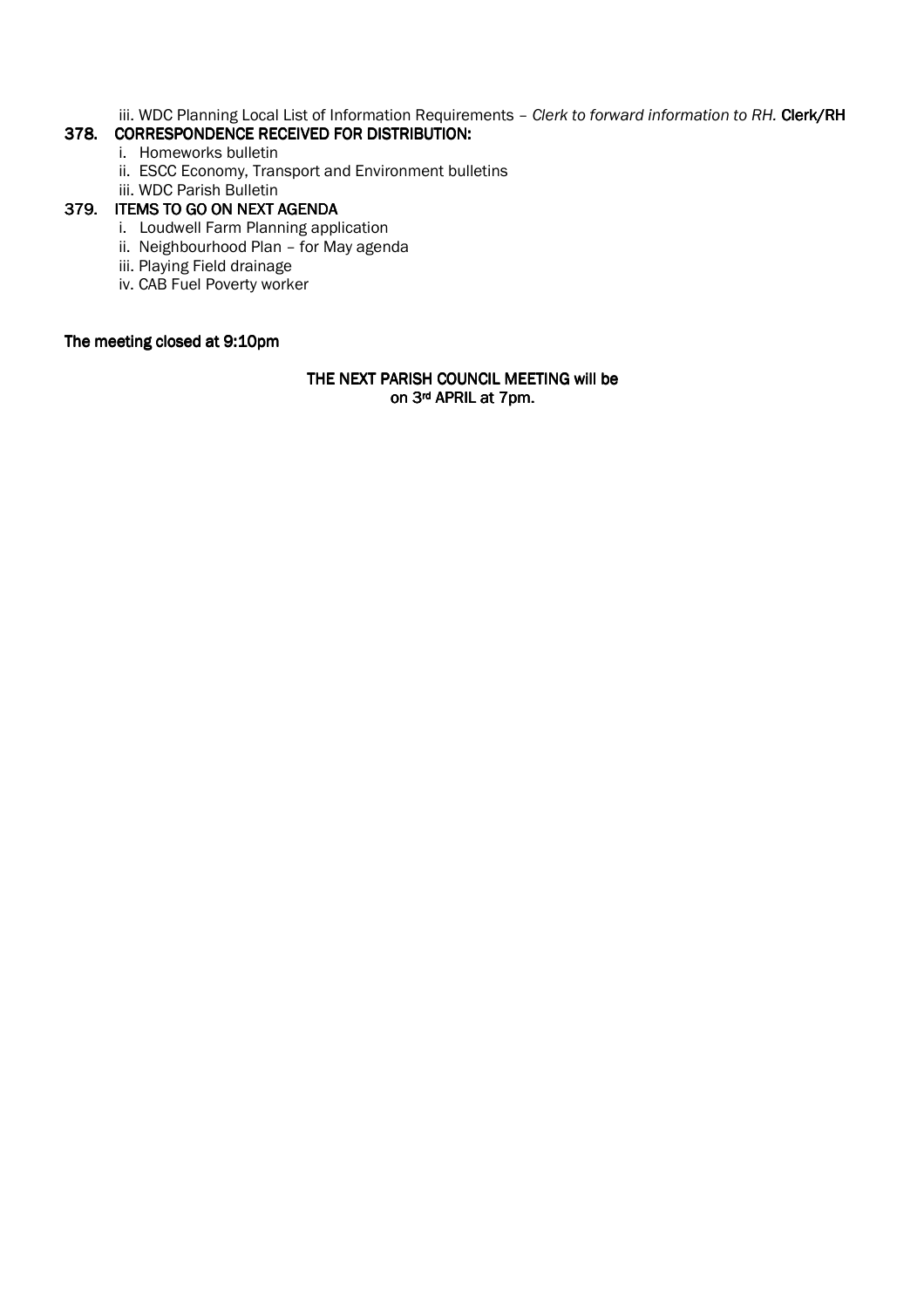iii. WDC Planning Local List of Information Requirements – *Clerk to forward information to RH.* **Clerk/RH**

**378. CORRESPONDENCE RECEIVED FOR DISTRIBUTION:**

i. Homeworks bulletin
ii. ESCC Economy, Transport and Environment bulletins
iii. WDC Parish Bulletin

**379. ITEMS TO GO ON NEXT AGENDA**

i. Loudwell Farm Planning application
ii. Neighbourhood Plan – for May agenda
iii. Playing Field drainage
iv. CAB Fuel Poverty worker

**The meeting closed at 9:10pm**

**THE NEXT PARISH COUNCIL MEETING will be on 3rd APRIL at 7pm.**